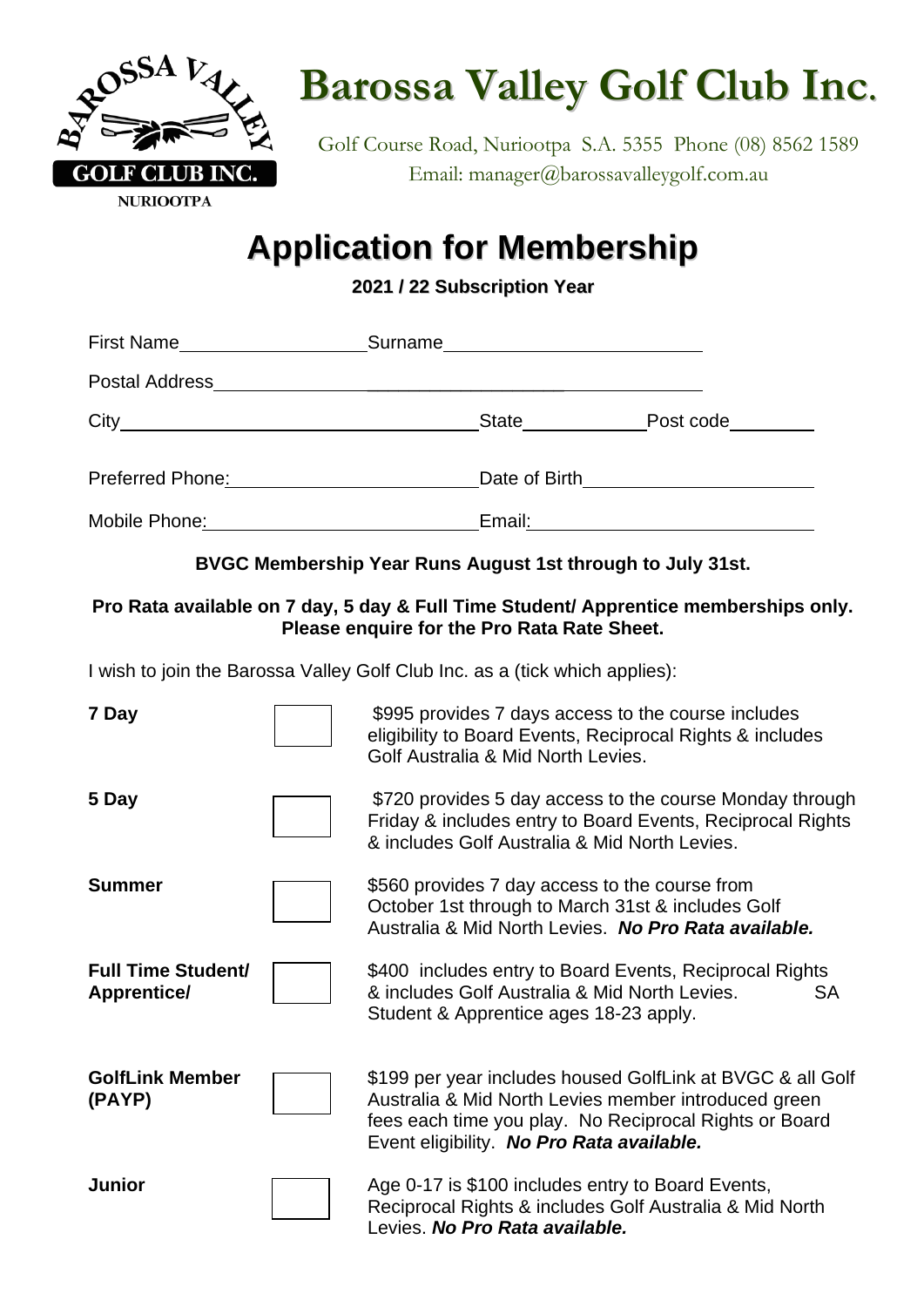# Barossa Valley Golf Club Inc.

Golf Course Road, Nuriootpa S.A. 5355 Phone (08) 8562 1589
Email: manager@barossavalleygolf.com.au

## Application for Membership

**2021 / 22 Subscription Year**

First Name\_\_\_\_\_\_\_\_\_\_\_\_\_\_\_\_\_\_ Surname\_\_\_\_\_\_\_\_\_\_\_\_\_\_\_\_\_\_\_\_\_\_\_\_\_

Postal Address\_\_\_\_\_\_\_\_\_\_\_\_\_\_\_\_\_\_\_\_\_\_\_\_\_\_\_\_\_\_\_\_\_\_\_\_\_\_\_\_\_\_\_\_\_\_\_

City\_\_\_\_\_\_\_\_\_\_\_\_\_\_\_\_\_\_\_\_\_\_\_\_\_\_\_\_\_\_\_\_ State\_\_\_\_\_\_\_\_\_\_\_ Post code\_\_\_\_\_\_\_\_

Preferred Phone:\_\_\_\_\_\_\_\_\_\_\_\_\_\_\_\_\_\_\_\_\_\_\_\_ Date of Birth\_\_\_\_\_\_\_\_\_\_\_\_\_\_\_\_\_\_\_\_\_\_

Mobile Phone:\_\_\_\_\_\_\_\_\_\_\_\_\_\_\_\_\_\_\_\_\_\_\_\_\_\_ Email:\_\_\_\_\_\_\_\_\_\_\_\_\_\_\_\_\_\_\_\_\_\_\_\_\_\_\_\_

**BVGC Membership Year Runs August 1st through to July 31st.**

**Pro Rata available on 7 day, 5 day & Full Time Student/ Apprentice memberships only. Please enquire for the Pro Rata Rate Sheet.**

I wish to join the Barossa Valley Golf Club Inc. as a (tick which applies):

| Membership | Tick | Details |
|---|---|---|
| **7 Day** | ☐ | $995 provides 7 days access to the course includes eligibility to Board Events, Reciprocal Rights & includes Golf Australia & Mid North Levies. |
| **5 Day** | ☐ | $720 provides 5 day access to the course Monday through Friday & includes entry to Board Events, Reciprocal Rights & includes Golf Australia & Mid North Levies. |
| **Summer** | ☐ | $560 provides 7 day access to the course from October 1st through to March 31st & includes Golf Australia & Mid North Levies. ***No Pro Rata available.*** |
| **Full Time Student/ Apprentice/** | ☐ | $400 includes entry to Board Events, Reciprocal Rights & includes Golf Australia & Mid North Levies. SA Student & Apprentice ages 18-23 apply. |
| **GolfLink Member (PAYP)** | ☐ | $199 per year includes housed GolfLink at BVGC & all Golf Australia & Mid North Levies member introduced green fees each time you play. No Reciprocal Rights or Board Event eligibility. ***No Pro Rata available.*** |
| **Junior** | ☐ | Age 0-17 is $100 includes entry to Board Events, Reciprocal Rights & includes Golf Australia & Mid North Levies. ***No Pro Rata available.*** |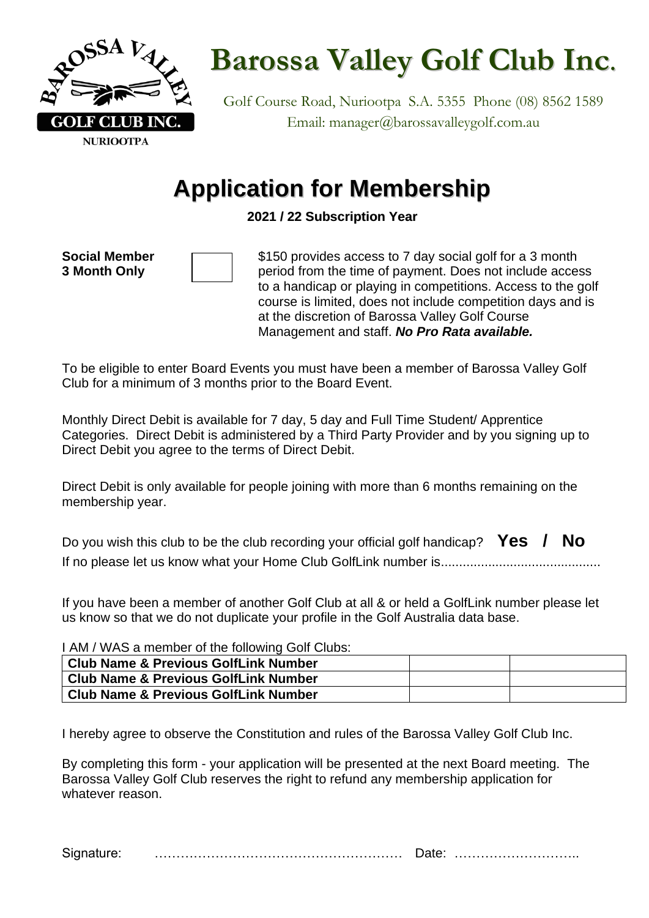# Barossa Valley Golf Club Inc.

Golf Course Road, Nuriootpa S.A. 5355 Phone (08) 8562 1589
Email: manager@barossavalleygolf.com.au

## Application for Membership

**2021 / 22 Subscription Year**

**Social Member 3 Month Only** ☐

$150 provides access to 7 day social golf for a 3 month period from the time of payment. Does not include access to a handicap or playing in competitions. Access to the golf course is limited, does not include competition days and is at the discretion of Barossa Valley Golf Course Management and staff. ***No Pro Rata available.***

To be eligible to enter Board Events you must have been a member of Barossa Valley Golf Club for a minimum of 3 months prior to the Board Event.

Monthly Direct Debit is available for 7 day, 5 day and Full Time Student/ Apprentice Categories. Direct Debit is administered by a Third Party Provider and by you signing up to Direct Debit you agree to the terms of Direct Debit.

Direct Debit is only available for people joining with more than 6 months remaining on the membership year.

Do you wish this club to be the club recording your official golf handicap? **Yes / No**

If no please let us know what your Home Club GolfLink number is...........................................

If you have been a member of another Golf Club at all & or held a GolfLink number please let us know so that we do not duplicate your profile in the Golf Australia data base.

I AM / WAS a member of the following Golf Clubs:

| | | |
|---|---|---|
| **Club Name & Previous GolfLink Number** | | |
| **Club Name & Previous GolfLink Number** | | |
| **Club Name & Previous GolfLink Number** | | |

I hereby agree to observe the Constitution and rules of the Barossa Valley Golf Club Inc.

By completing this form - your application will be presented at the next Board meeting. The Barossa Valley Golf Club reserves the right to refund any membership application for whatever reason.

Signature: ………………………………………………… Date: ………………………..